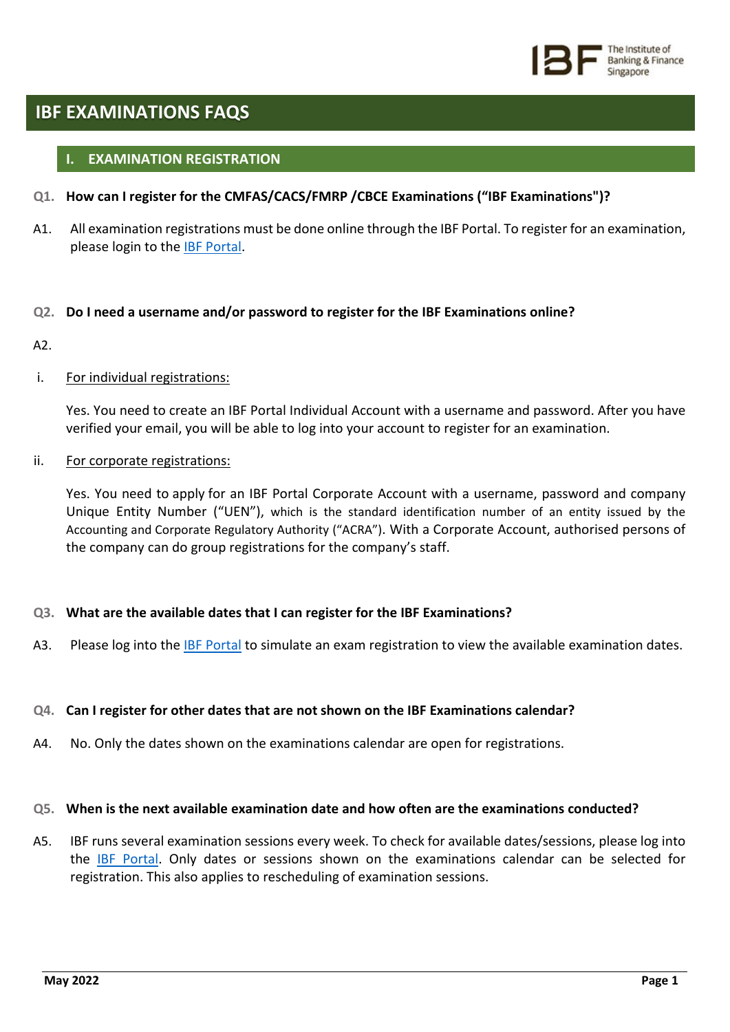# IBF EXAMINATIONS FAQS

## I. EXAMINATION REGISTRATION

**Q1. How can I register for the CMFAS/CACS/FMRP /CBCE Examinations ("IBF Examinations")?**

A1. All examination registrations must be done online through the IBF Portal. To register for an examination, please login to the [IBF Portal](IBF Portal).

**Q2. Do I need a username and/or password to register for the IBF Examinations online?**

A2.

i. For individual registrations:

Yes. You need to create an IBF Portal Individual Account with a username and password. After you have verified your email, you will be able to log into your account to register for an examination.

ii. For corporate registrations:

Yes. You need to apply for an IBF Portal Corporate Account with a username, password and company Unique Entity Number ("UEN"), which is the standard identification number of an entity issued by the Accounting and Corporate Regulatory Authority ("ACRA"). With a Corporate Account, authorised persons of the company can do group registrations for the company's staff.

**Q3. What are the available dates that I can register for the IBF Examinations?**

A3. Please log into the [IBF Portal](IBF Portal) to simulate an exam registration to view the available examination dates.

**Q4. Can I register for other dates that are not shown on the IBF Examinations calendar?**

A4. No. Only the dates shown on the examinations calendar are open for registrations.

**Q5. When is the next available examination date and how often are the examinations conducted?**

A5. IBF runs several examination sessions every week. To check for available dates/sessions, please log into the [IBF Portal](IBF Portal). Only dates or sessions shown on the examinations calendar can be selected for registration. This also applies to rescheduling of examination sessions.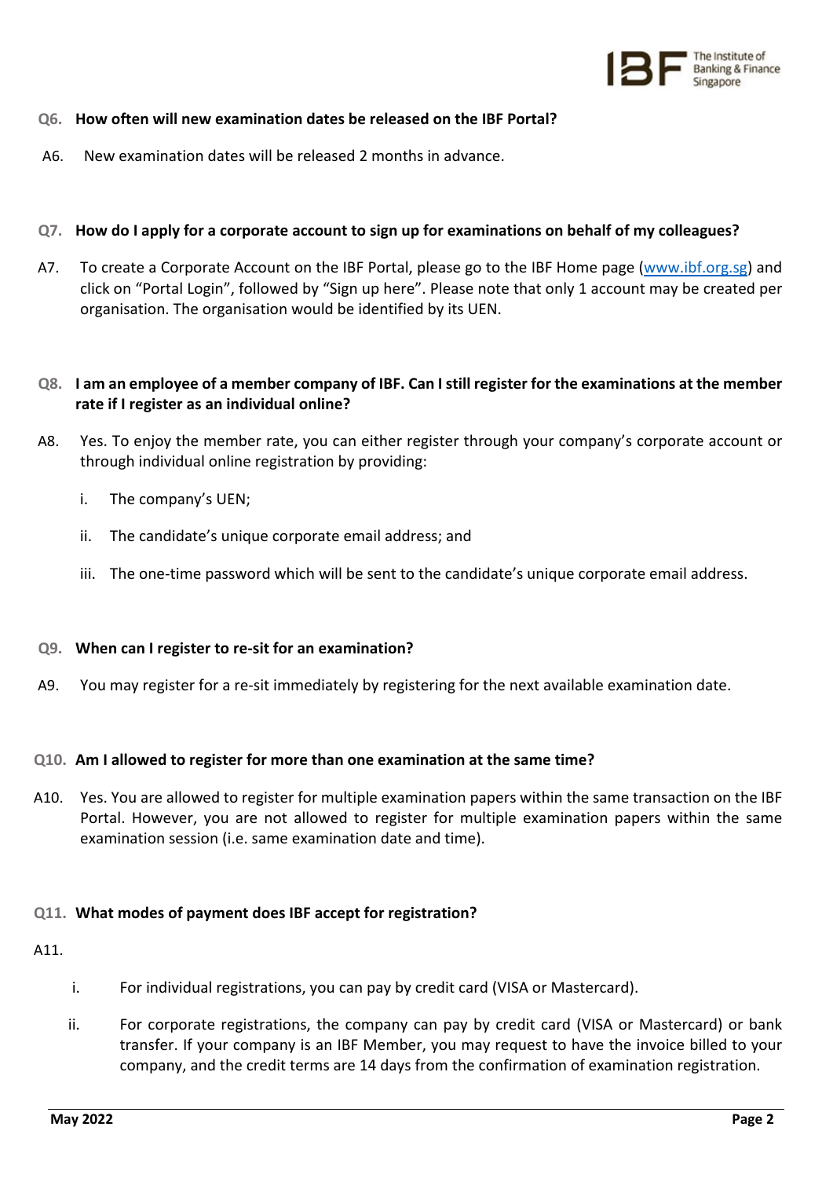**Q6. How often will new examination dates be released on the IBF Portal?**

A6. New examination dates will be released 2 months in advance.

**Q7. How do I apply for a corporate account to sign up for examinations on behalf of my colleagues?**

A7. To create a Corporate Account on the IBF Portal, please go to the IBF Home page ([www.ibf.org.sg](http://www.ibf.org.sg)) and click on "Portal Login", followed by "Sign up here". Please note that only 1 account may be created per organisation. The organisation would be identified by its UEN.

**Q8. I am an employee of a member company of IBF. Can I still register for the examinations at the member rate if I register as an individual online?**

A8. Yes. To enjoy the member rate, you can either register through your company's corporate account or through individual online registration by providing:

i. The company's UEN;

ii. The candidate's unique corporate email address; and

iii. The one-time password which will be sent to the candidate's unique corporate email address.

**Q9. When can I register to re-sit for an examination?**

A9. You may register for a re-sit immediately by registering for the next available examination date.

**Q10. Am I allowed to register for more than one examination at the same time?**

A10. Yes. You are allowed to register for multiple examination papers within the same transaction on the IBF Portal. However, you are not allowed to register for multiple examination papers within the same examination session (i.e. same examination date and time).

**Q11. What modes of payment does IBF accept for registration?**

A11.

i. For individual registrations, you can pay by credit card (VISA or Mastercard).

ii. For corporate registrations, the company can pay by credit card (VISA or Mastercard) or bank transfer. If your company is an IBF Member, you may request to have the invoice billed to your company, and the credit terms are 14 days from the confirmation of examination registration.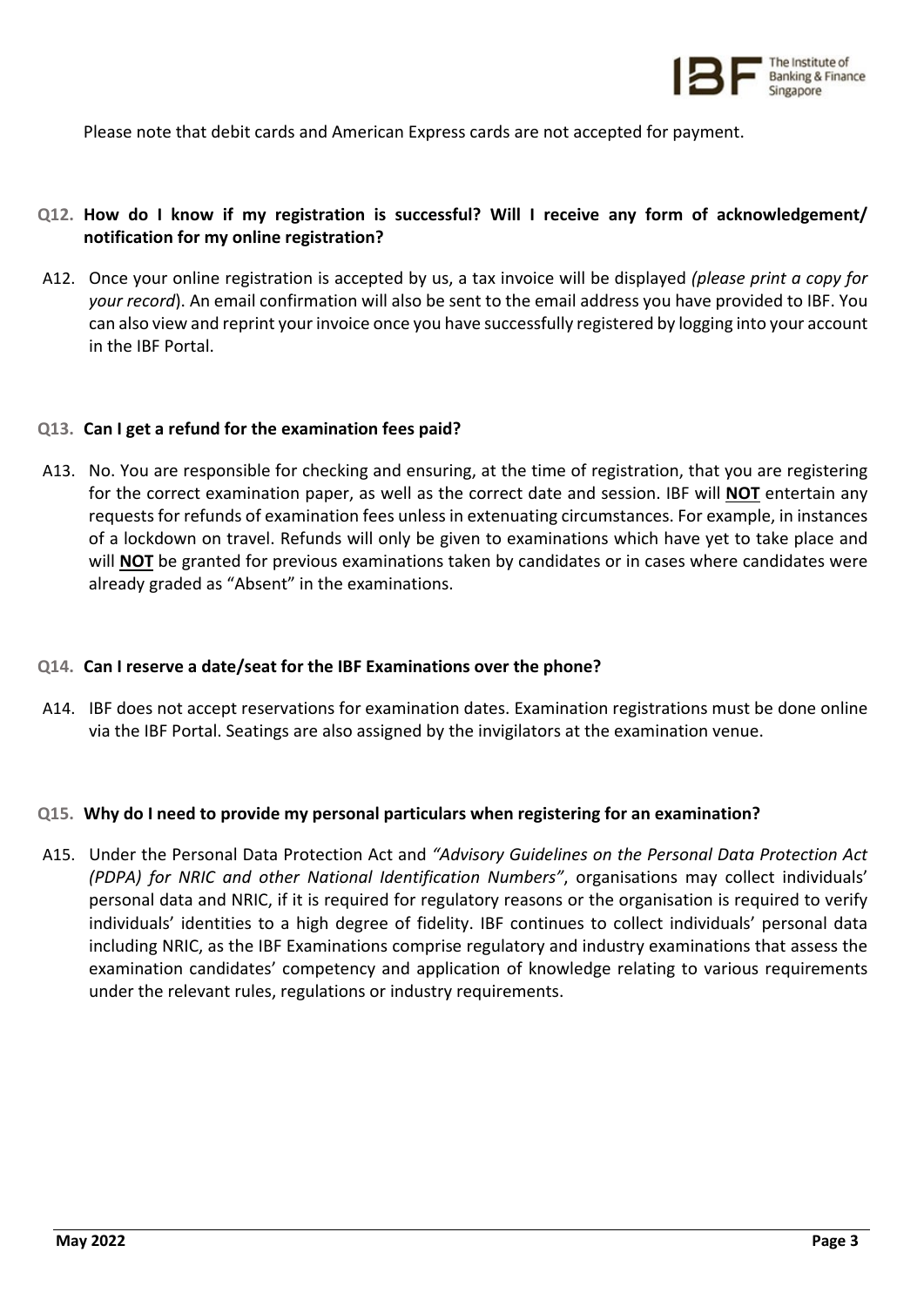Please note that debit cards and American Express cards are not accepted for payment.

**Q12. How do I know if my registration is successful? Will I receive any form of acknowledgement/ notification for my online registration?**

A12. Once your online registration is accepted by us, a tax invoice will be displayed *(please print a copy for your record*). An email confirmation will also be sent to the email address you have provided to IBF. You can also view and reprint your invoice once you have successfully registered by logging into your account in the IBF Portal.

**Q13. Can I get a refund for the examination fees paid?**

A13. No. You are responsible for checking and ensuring, at the time of registration, that you are registering for the correct examination paper, as well as the correct date and session. IBF will **NOT** entertain any requests for refunds of examination fees unless in extenuating circumstances. For example, in instances of a lockdown on travel. Refunds will only be given to examinations which have yet to take place and will **NOT** be granted for previous examinations taken by candidates or in cases where candidates were already graded as "Absent" in the examinations.

**Q14. Can I reserve a date/seat for the IBF Examinations over the phone?**

A14. IBF does not accept reservations for examination dates. Examination registrations must be done online via the IBF Portal. Seatings are also assigned by the invigilators at the examination venue.

**Q15. Why do I need to provide my personal particulars when registering for an examination?**

A15. Under the Personal Data Protection Act and *"Advisory Guidelines on the Personal Data Protection Act (PDPA) for NRIC and other National Identification Numbers"*, organisations may collect individuals' personal data and NRIC, if it is required for regulatory reasons or the organisation is required to verify individuals' identities to a high degree of fidelity. IBF continues to collect individuals' personal data including NRIC, as the IBF Examinations comprise regulatory and industry examinations that assess the examination candidates' competency and application of knowledge relating to various requirements under the relevant rules, regulations or industry requirements.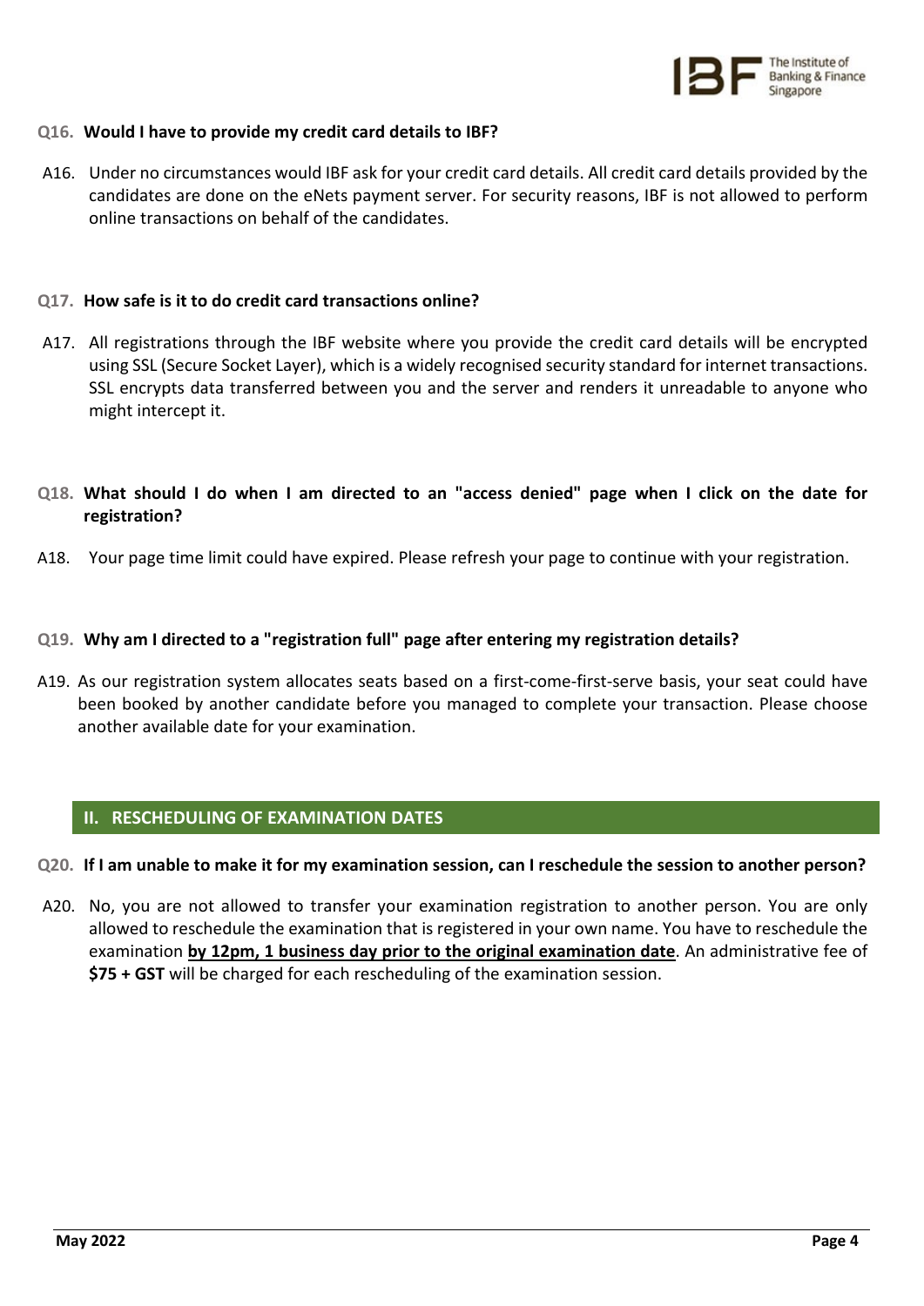**Q16. Would I have to provide my credit card details to IBF?**

A16. Under no circumstances would IBF ask for your credit card details. All credit card details provided by the candidates are done on the eNets payment server. For security reasons, IBF is not allowed to perform online transactions on behalf of the candidates.

**Q17. How safe is it to do credit card transactions online?**

A17. All registrations through the IBF website where you provide the credit card details will be encrypted using SSL (Secure Socket Layer), which is a widely recognised security standard for internet transactions. SSL encrypts data transferred between you and the server and renders it unreadable to anyone who might intercept it.

**Q18. What should I do when I am directed to an "access denied" page when I click on the date for registration?**

A18. Your page time limit could have expired. Please refresh your page to continue with your registration.

**Q19. Why am I directed to a "registration full" page after entering my registration details?**

A19. As our registration system allocates seats based on a first-come-first-serve basis, your seat could have been booked by another candidate before you managed to complete your transaction. Please choose another available date for your examination.

## II. RESCHEDULING OF EXAMINATION DATES

**Q20. If I am unable to make it for my examination session, can I reschedule the session to another person?**

A20. No, you are not allowed to transfer your examination registration to another person. You are only allowed to reschedule the examination that is registered in your own name. You have to reschedule the examination **by 12pm, 1 business day prior to the original examination date**. An administrative fee of **$75 + GST** will be charged for each rescheduling of the examination session.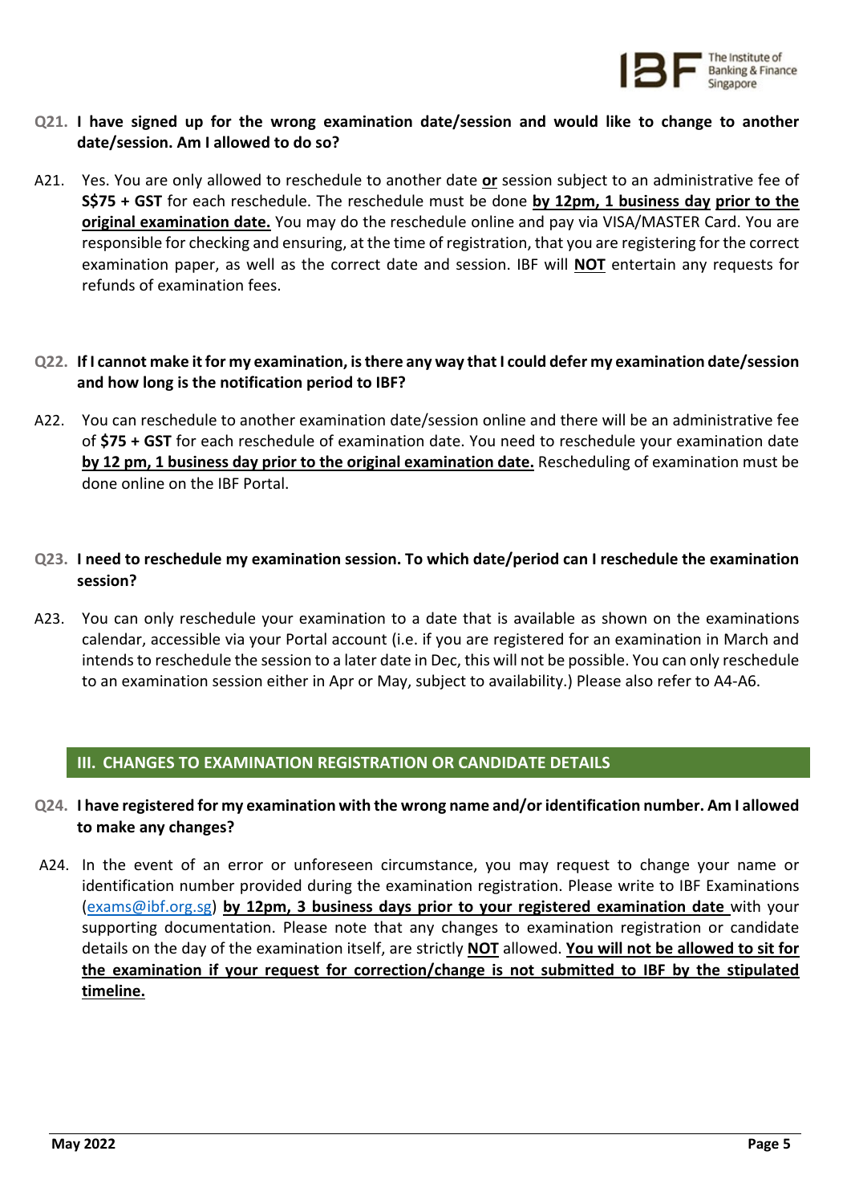**Q21. I have signed up for the wrong examination date/session and would like to change to another date/session. Am I allowed to do so?**

A21. Yes. You are only allowed to reschedule to another date **or** session subject to an administrative fee of **S$75 + GST** for each reschedule. The reschedule must be done **by 12pm, 1 business day prior to the original examination date.** You may do the reschedule online and pay via VISA/MASTER Card. You are responsible for checking and ensuring, at the time of registration, that you are registering for the correct examination paper, as well as the correct date and session. IBF will **NOT** entertain any requests for refunds of examination fees.

**Q22. If I cannot make it for my examination, is there any way that I could defer my examination date/session and how long is the notification period to IBF?**

A22. You can reschedule to another examination date/session online and there will be an administrative fee of **$75 + GST** for each reschedule of examination date. You need to reschedule your examination date **by 12 pm, 1 business day prior to the original examination date.** Rescheduling of examination must be done online on the IBF Portal.

**Q23. I need to reschedule my examination session. To which date/period can I reschedule the examination session?**

A23. You can only reschedule your examination to a date that is available as shown on the examinations calendar, accessible via your Portal account (i.e. if you are registered for an examination in March and intends to reschedule the session to a later date in Dec, this will not be possible. You can only reschedule to an examination session either in Apr or May, subject to availability.) Please also refer to A4-A6.

## III. CHANGES TO EXAMINATION REGISTRATION OR CANDIDATE DETAILS

**Q24. I have registered for my examination with the wrong name and/or identification number. Am I allowed to make any changes?**

A24. In the event of an error or unforeseen circumstance, you may request to change your name or identification number provided during the examination registration. Please write to IBF Examinations (exams@ibf.org.sg) **by 12pm, 3 business days prior to your registered examination date** with your supporting documentation. Please note that any changes to examination registration or candidate details on the day of the examination itself, are strictly **NOT** allowed. **You will not be allowed to sit for the examination if your request for correction/change is not submitted to IBF by the stipulated timeline.**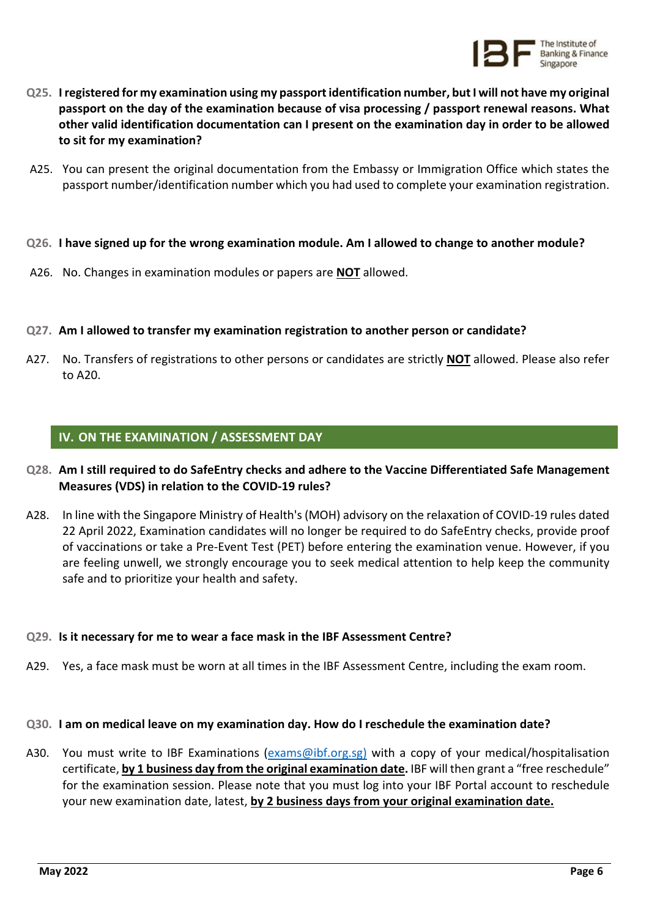**Q25. I registered for my examination using my passport identification number, but I will not have my original passport on the day of the examination because of visa processing / passport renewal reasons. What other valid identification documentation can I present on the examination day in order to be allowed to sit for my examination?**

A25. You can present the original documentation from the Embassy or Immigration Office which states the passport number/identification number which you had used to complete your examination registration.

**Q26. I have signed up for the wrong examination module. Am I allowed to change to another module?**

A26. No. Changes in examination modules or papers are **NOT** allowed.

**Q27. Am I allowed to transfer my examination registration to another person or candidate?**

A27. No. Transfers of registrations to other persons or candidates are strictly **NOT** allowed. Please also refer to A20.

## IV. ON THE EXAMINATION / ASSESSMENT DAY

**Q28. Am I still required to do SafeEntry checks and adhere to the Vaccine Differentiated Safe Management Measures (VDS) in relation to the COVID-19 rules?**

A28. In line with the Singapore Ministry of Health's (MOH) advisory on the relaxation of COVID-19 rules dated 22 April 2022, Examination candidates will no longer be required to do SafeEntry checks, provide proof of vaccinations or take a Pre-Event Test (PET) before entering the examination venue. However, if you are feeling unwell, we strongly encourage you to seek medical attention to help keep the community safe and to prioritize your health and safety.

**Q29. Is it necessary for me to wear a face mask in the IBF Assessment Centre?**

A29. Yes, a face mask must be worn at all times in the IBF Assessment Centre, including the exam room.

**Q30. I am on medical leave on my examination day. How do I reschedule the examination date?**

A30. You must write to IBF Examinations (exams@ibf.org.sg) with a copy of your medical/hospitalisation certificate, **by 1 business day from the original examination date.** IBF will then grant a "free reschedule" for the examination session. Please note that you must log into your IBF Portal account to reschedule your new examination date, latest, **by 2 business days from your original examination date.**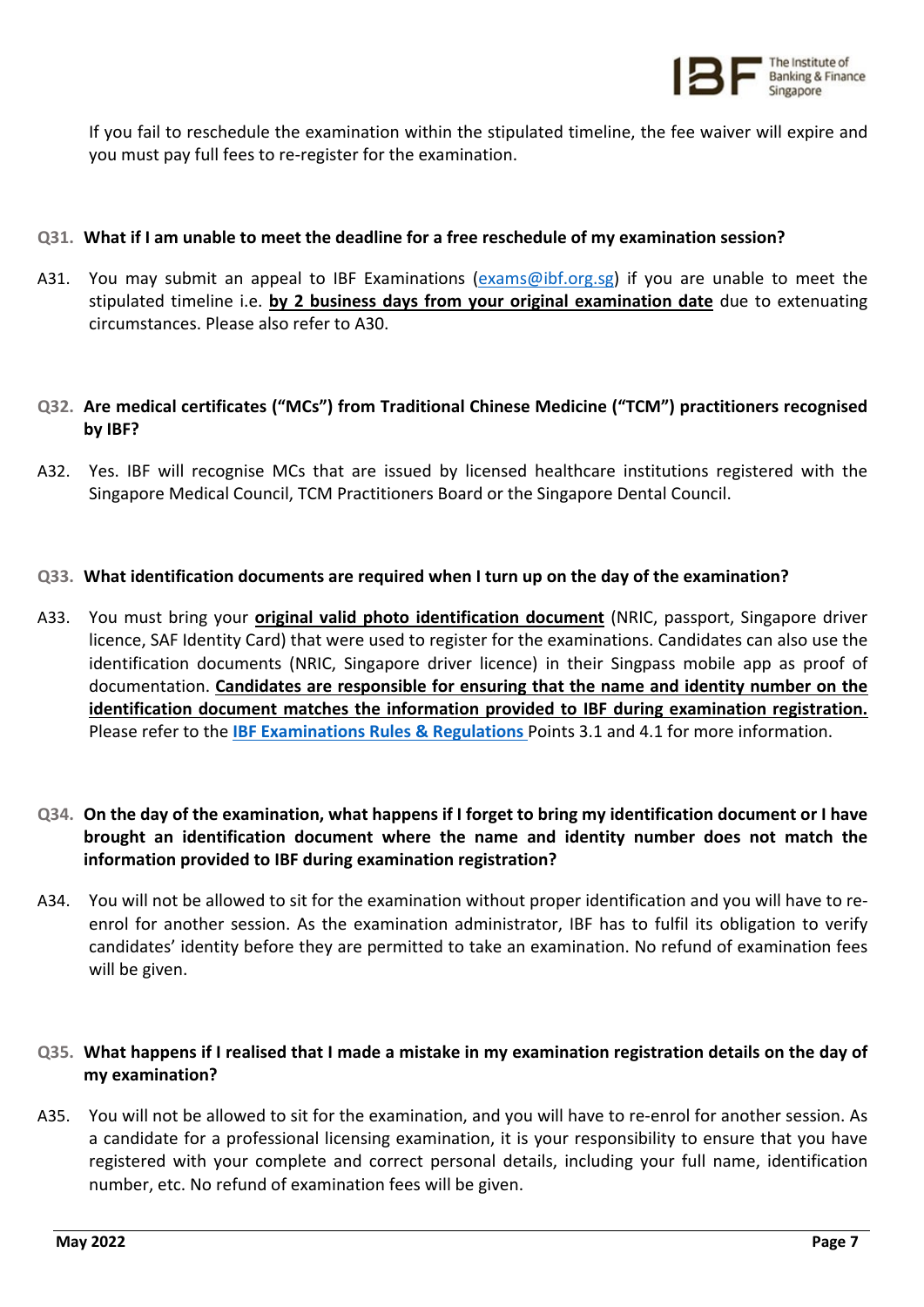If you fail to reschedule the examination within the stipulated timeline, the fee waiver will expire and you must pay full fees to re-register for the examination.

**Q31. What if I am unable to meet the deadline for a free reschedule of my examination session?**

A31. You may submit an appeal to IBF Examinations (exams@ibf.org.sg) if you are unable to meet the stipulated timeline i.e. **by 2 business days from your original examination date** due to extenuating circumstances. Please also refer to A30.

**Q32. Are medical certificates ("MCs") from Traditional Chinese Medicine ("TCM") practitioners recognised by IBF?**

A32. Yes. IBF will recognise MCs that are issued by licensed healthcare institutions registered with the Singapore Medical Council, TCM Practitioners Board or the Singapore Dental Council.

**Q33. What identification documents are required when I turn up on the day of the examination?**

A33. You must bring your **original valid photo identification document** (NRIC, passport, Singapore driver licence, SAF Identity Card) that were used to register for the examinations. Candidates can also use the identification documents (NRIC, Singapore driver licence) in their Singpass mobile app as proof of documentation. **Candidates are responsible for ensuring that the name and identity number on the identification document matches the information provided to IBF during examination registration.** Please refer to the **IBF Examinations Rules & Regulations** Points 3.1 and 4.1 for more information.

**Q34. On the day of the examination, what happens if I forget to bring my identification document or I have brought an identification document where the name and identity number does not match the information provided to IBF during examination registration?**

A34. You will not be allowed to sit for the examination without proper identification and you will have to re-enrol for another session. As the examination administrator, IBF has to fulfil its obligation to verify candidates' identity before they are permitted to take an examination. No refund of examination fees will be given.

**Q35. What happens if I realised that I made a mistake in my examination registration details on the day of my examination?**

A35. You will not be allowed to sit for the examination, and you will have to re-enrol for another session. As a candidate for a professional licensing examination, it is your responsibility to ensure that you have registered with your complete and correct personal details, including your full name, identification number, etc. No refund of examination fees will be given.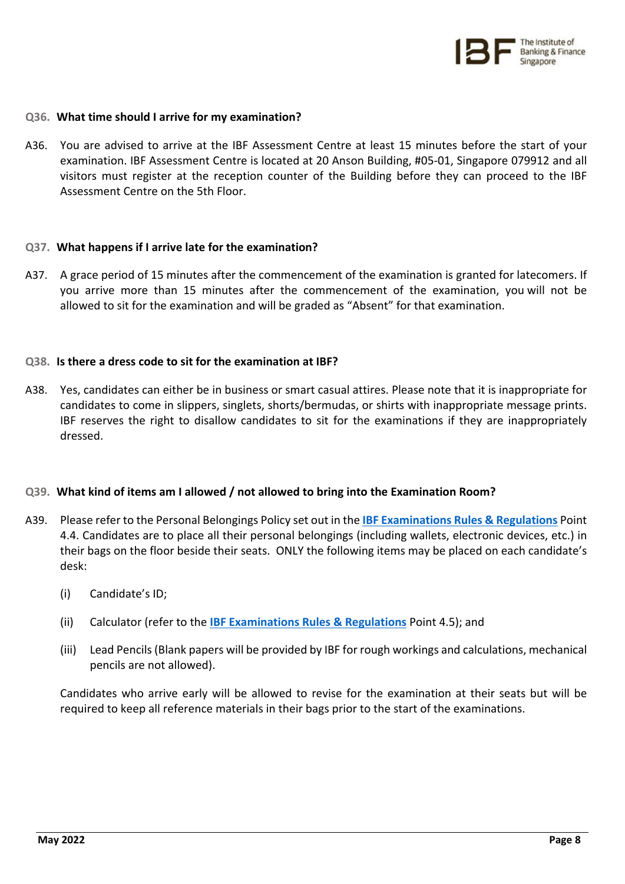**Q36. What time should I arrive for my examination?**

A36. You are advised to arrive at the IBF Assessment Centre at least 15 minutes before the start of your examination. IBF Assessment Centre is located at 20 Anson Building, #05-01, Singapore 079912 and all visitors must register at the reception counter of the Building before they can proceed to the IBF Assessment Centre on the 5th Floor.

**Q37. What happens if I arrive late for the examination?**

A37. A grace period of 15 minutes after the commencement of the examination is granted for latecomers. If you arrive more than 15 minutes after the commencement of the examination, you will not be allowed to sit for the examination and will be graded as "Absent" for that examination.

**Q38. Is there a dress code to sit for the examination at IBF?**

A38. Yes, candidates can either be in business or smart casual attires. Please note that it is inappropriate for candidates to come in slippers, singlets, shorts/bermudas, or shirts with inappropriate message prints. IBF reserves the right to disallow candidates to sit for the examinations if they are inappropriately dressed.

**Q39. What kind of items am I allowed / not allowed to bring into the Examination Room?**

A39. Please refer to the Personal Belongings Policy set out in the **IBF Examinations Rules & Regulations** Point 4.4. Candidates are to place all their personal belongings (including wallets, electronic devices, etc.) in their bags on the floor beside their seats. ONLY the following items may be placed on each candidate's desk:

(i) Candidate's ID;

(ii) Calculator (refer to the **IBF Examinations Rules & Regulations** Point 4.5); and

(iii) Lead Pencils (Blank papers will be provided by IBF for rough workings and calculations, mechanical pencils are not allowed).

Candidates who arrive early will be allowed to revise for the examination at their seats but will be required to keep all reference materials in their bags prior to the start of the examinations.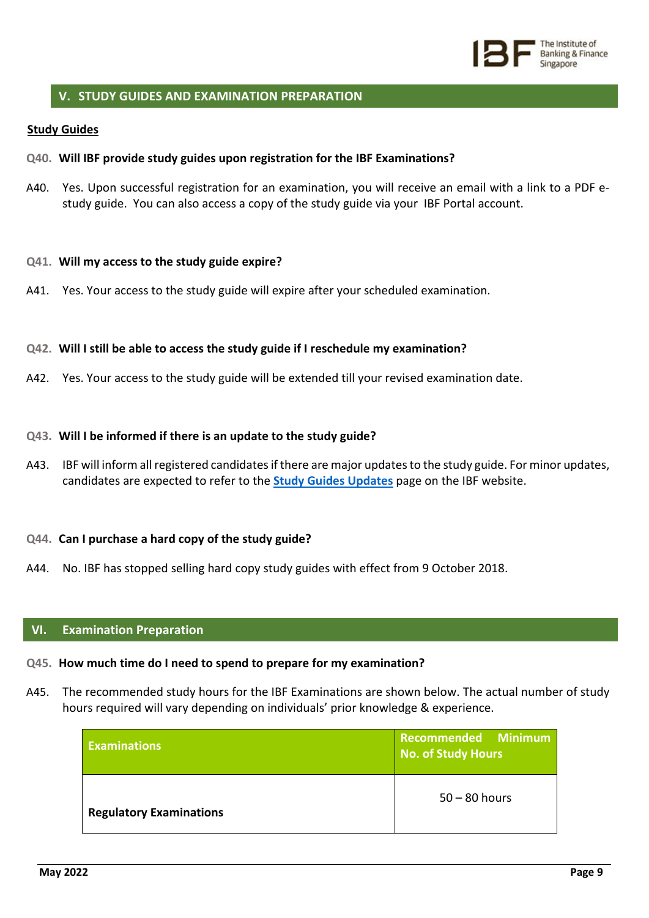## V. STUDY GUIDES AND EXAMINATION PREPARATION

**Study Guides**

**Q40. Will IBF provide study guides upon registration for the IBF Examinations?**

A40. Yes. Upon successful registration for an examination, you will receive an email with a link to a PDF e-study guide. You can also access a copy of the study guide via your IBF Portal account.

**Q41. Will my access to the study guide expire?**

A41. Yes. Your access to the study guide will expire after your scheduled examination.

**Q42. Will I still be able to access the study guide if I reschedule my examination?**

A42. Yes. Your access to the study guide will be extended till your revised examination date.

**Q43. Will I be informed if there is an update to the study guide?**

A43. IBF will inform all registered candidates if there are major updates to the study guide. For minor updates, candidates are expected to refer to the **Study Guides Updates** page on the IBF website.

**Q44. Can I purchase a hard copy of the study guide?**

A44. No. IBF has stopped selling hard copy study guides with effect from 9 October 2018.

## VI. Examination Preparation

**Q45. How much time do I need to spend to prepare for my examination?**

A45. The recommended study hours for the IBF Examinations are shown below. The actual number of study hours required will vary depending on individuals' prior knowledge & experience.

| Examinations | Recommended Minimum No. of Study Hours |
|---|---|
| **Regulatory Examinations** | 50 – 80 hours |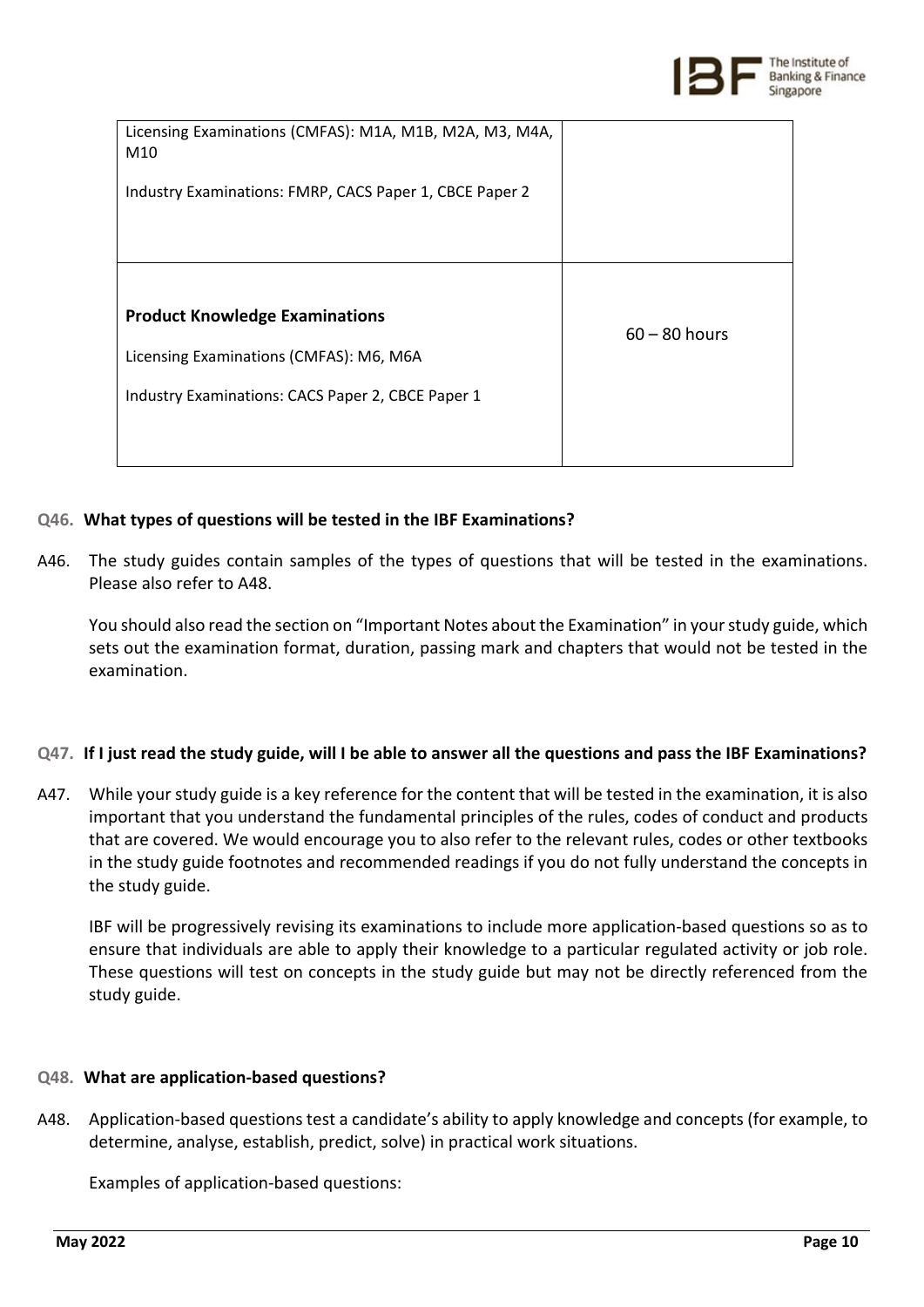| | |
|---|---|
| Licensing Examinations (CMFAS): M1A, M1B, M2A, M3, M4A, M10<br><br>Industry Examinations: FMRP, CACS Paper 1, CBCE Paper 2 | |
| **Product Knowledge Examinations**<br><br>Licensing Examinations (CMFAS): M6, M6A<br><br>Industry Examinations: CACS Paper 2, CBCE Paper 1 | 60 – 80 hours |

**Q46. What types of questions will be tested in the IBF Examinations?**

A46. The study guides contain samples of the types of questions that will be tested in the examinations. Please also refer to A48.

You should also read the section on "Important Notes about the Examination" in your study guide, which sets out the examination format, duration, passing mark and chapters that would not be tested in the examination.

**Q47. If I just read the study guide, will I be able to answer all the questions and pass the IBF Examinations?**

A47. While your study guide is a key reference for the content that will be tested in the examination, it is also important that you understand the fundamental principles of the rules, codes of conduct and products that are covered. We would encourage you to also refer to the relevant rules, codes or other textbooks in the study guide footnotes and recommended readings if you do not fully understand the concepts in the study guide.

IBF will be progressively revising its examinations to include more application-based questions so as to ensure that individuals are able to apply their knowledge to a particular regulated activity or job role. These questions will test on concepts in the study guide but may not be directly referenced from the study guide.

**Q48. What are application-based questions?**

A48. Application-based questions test a candidate's ability to apply knowledge and concepts (for example, to determine, analyse, establish, predict, solve) in practical work situations.

Examples of application-based questions: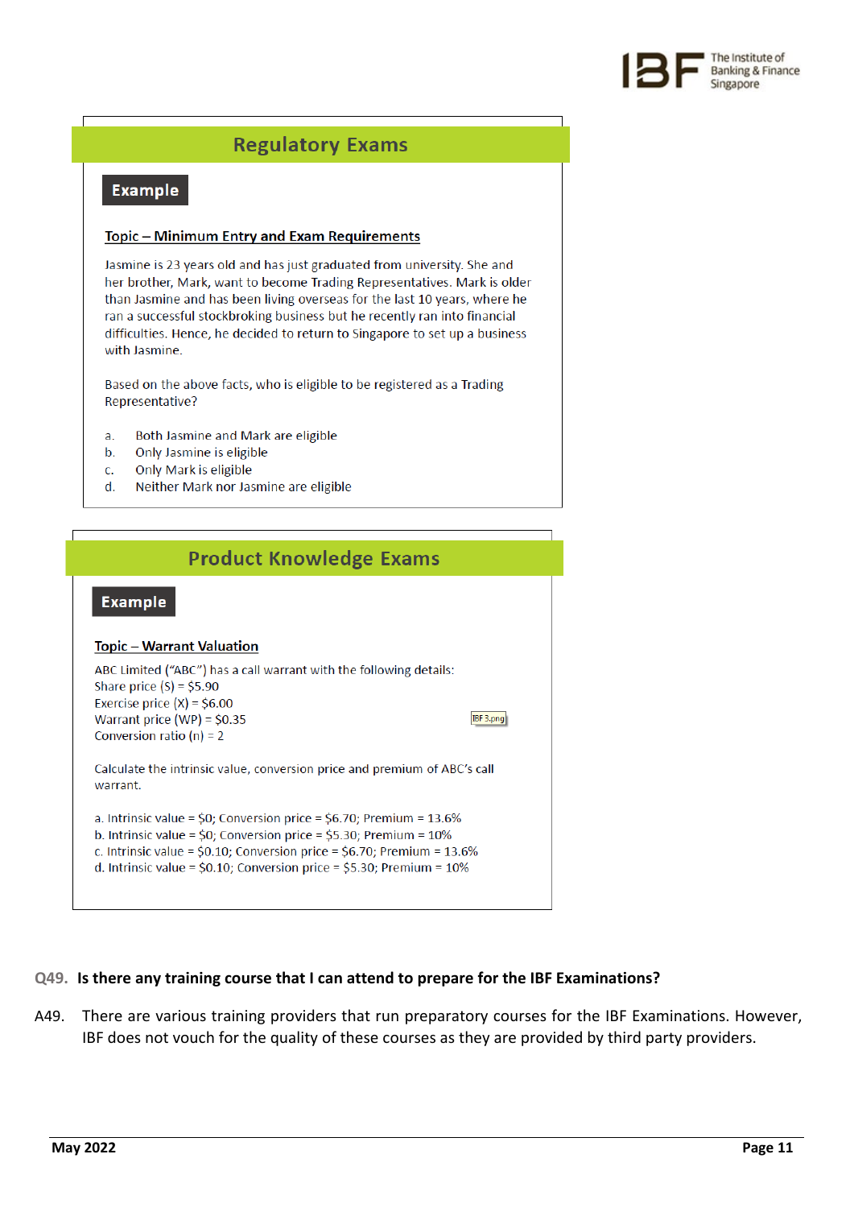## Regulatory Exams

**Example**

**Topic – Minimum Entry and Exam Requirements**

Jasmine is 23 years old and has just graduated from university. She and her brother, Mark, want to become Trading Representatives. Mark is older than Jasmine and has been living overseas for the last 10 years, where he ran a successful stockbroking business but he recently ran into financial difficulties. Hence, he decided to return to Singapore to set up a business with Jasmine.

Based on the above facts, who is eligible to be registered as a Trading Representative?

a. Both Jasmine and Mark are eligible
b. Only Jasmine is eligible
c. Only Mark is eligible
d. Neither Mark nor Jasmine are eligible

## Product Knowledge Exams

**Example**

**Topic – Warrant Valuation**

ABC Limited ("ABC") has a call warrant with the following details:
Share price (S) = $5.90
Exercise price (X) = $6.00
Warrant price (WP) = $0.35
Conversion ratio (n) = 2

Calculate the intrinsic value, conversion price and premium of ABC's call warrant.

a. Intrinsic value = $0; Conversion price = $6.70; Premium = 13.6%
b. Intrinsic value = $0; Conversion price = $5.30; Premium = 10%
c. Intrinsic value = $0.10; Conversion price = $6.70; Premium = 13.6%
d. Intrinsic value = $0.10; Conversion price = $5.30; Premium = 10%

**Q49. Is there any training course that I can attend to prepare for the IBF Examinations?**

A49. There are various training providers that run preparatory courses for the IBF Examinations. However, IBF does not vouch for the quality of these courses as they are provided by third party providers.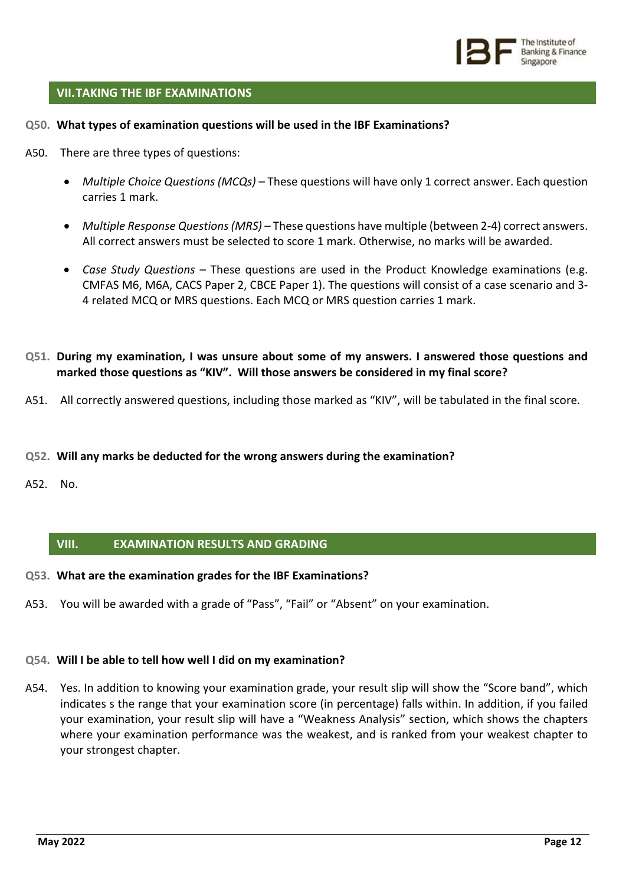## VII. TAKING THE IBF EXAMINATIONS

**Q50. What types of examination questions will be used in the IBF Examinations?**

A50. There are three types of questions:

- *Multiple Choice Questions (MCQs)* – These questions will have only 1 correct answer. Each question carries 1 mark.
- *Multiple Response Questions (MRS)* – These questions have multiple (between 2-4) correct answers. All correct answers must be selected to score 1 mark. Otherwise, no marks will be awarded.
- *Case Study Questions* – These questions are used in the Product Knowledge examinations (e.g. CMFAS M6, M6A, CACS Paper 2, CBCE Paper 1). The questions will consist of a case scenario and 3-4 related MCQ or MRS questions. Each MCQ or MRS question carries 1 mark.

**Q51. During my examination, I was unsure about some of my answers. I answered those questions and marked those questions as "KIV". Will those answers be considered in my final score?**

A51. All correctly answered questions, including those marked as "KIV", will be tabulated in the final score.

**Q52. Will any marks be deducted for the wrong answers during the examination?**

A52. No.

## VIII. EXAMINATION RESULTS AND GRADING

**Q53. What are the examination grades for the IBF Examinations?**

A53. You will be awarded with a grade of "Pass", "Fail" or "Absent" on your examination.

**Q54. Will I be able to tell how well I did on my examination?**

A54. Yes. In addition to knowing your examination grade, your result slip will show the "Score band", which indicates s the range that your examination score (in percentage) falls within. In addition, if you failed your examination, your result slip will have a "Weakness Analysis" section, which shows the chapters where your examination performance was the weakest, and is ranked from your weakest chapter to your strongest chapter.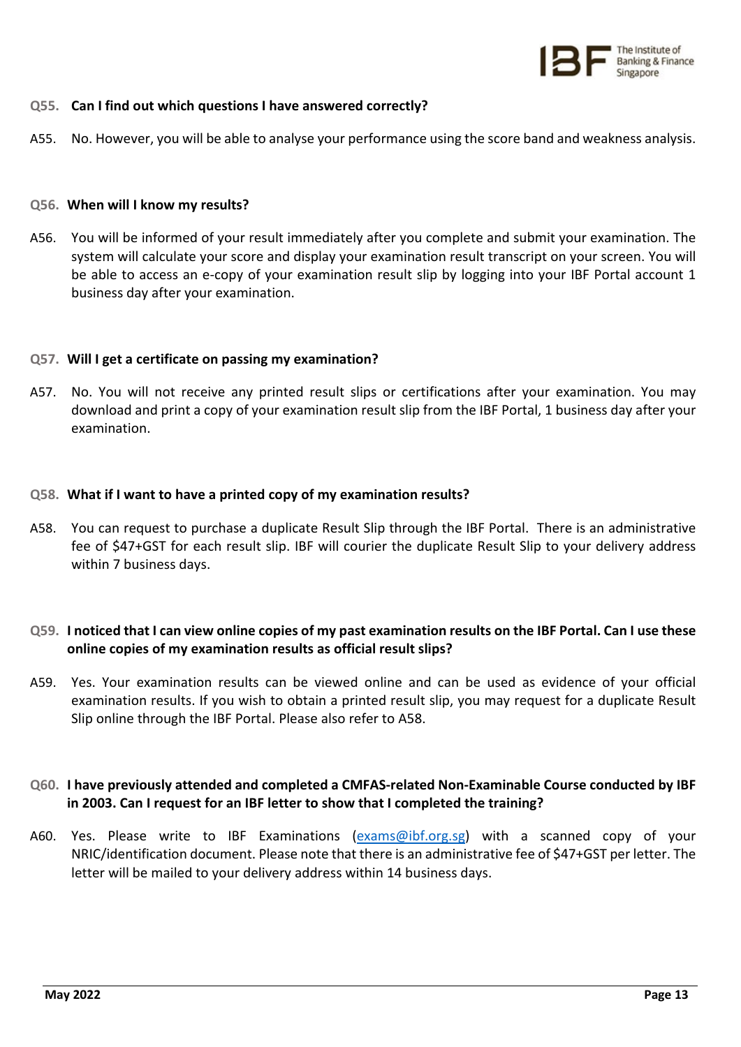**Q55. Can I find out which questions I have answered correctly?**

A55. No. However, you will be able to analyse your performance using the score band and weakness analysis.

**Q56. When will I know my results?**

A56. You will be informed of your result immediately after you complete and submit your examination. The system will calculate your score and display your examination result transcript on your screen. You will be able to access an e-copy of your examination result slip by logging into your IBF Portal account 1 business day after your examination.

**Q57. Will I get a certificate on passing my examination?**

A57. No. You will not receive any printed result slips or certifications after your examination. You may download and print a copy of your examination result slip from the IBF Portal, 1 business day after your examination.

**Q58. What if I want to have a printed copy of my examination results?**

A58. You can request to purchase a duplicate Result Slip through the IBF Portal. There is an administrative fee of $47+GST for each result slip. IBF will courier the duplicate Result Slip to your delivery address within 7 business days.

**Q59. I noticed that I can view online copies of my past examination results on the IBF Portal. Can I use these online copies of my examination results as official result slips?**

A59. Yes. Your examination results can be viewed online and can be used as evidence of your official examination results. If you wish to obtain a printed result slip, you may request for a duplicate Result Slip online through the IBF Portal. Please also refer to A58.

**Q60. I have previously attended and completed a CMFAS-related Non-Examinable Course conducted by IBF in 2003. Can I request for an IBF letter to show that I completed the training?**

A60. Yes. Please write to IBF Examinations (exams@ibf.org.sg) with a scanned copy of your NRIC/identification document. Please note that there is an administrative fee of $47+GST per letter. The letter will be mailed to your delivery address within 14 business days.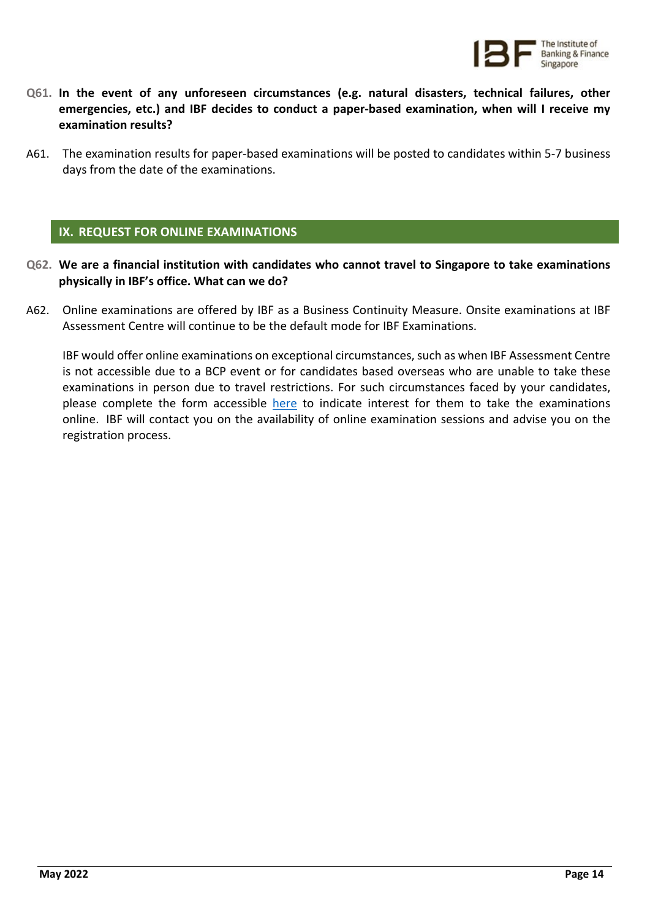**Q61. In the event of any unforeseen circumstances (e.g. natural disasters, technical failures, other emergencies, etc.) and IBF decides to conduct a paper-based examination, when will I receive my examination results?**

A61. The examination results for paper-based examinations will be posted to candidates within 5-7 business days from the date of the examinations.

## IX. REQUEST FOR ONLINE EXAMINATIONS

**Q62. We are a financial institution with candidates who cannot travel to Singapore to take examinations physically in IBF's office. What can we do?**

A62. Online examinations are offered by IBF as a Business Continuity Measure. Onsite examinations at IBF Assessment Centre will continue to be the default mode for IBF Examinations.

IBF would offer online examinations on exceptional circumstances, such as when IBF Assessment Centre is not accessible due to a BCP event or for candidates based overseas who are unable to take these examinations in person due to travel restrictions. For such circumstances faced by your candidates, please complete the form accessible here to indicate interest for them to take the examinations online. IBF will contact you on the availability of online examination sessions and advise you on the registration process.